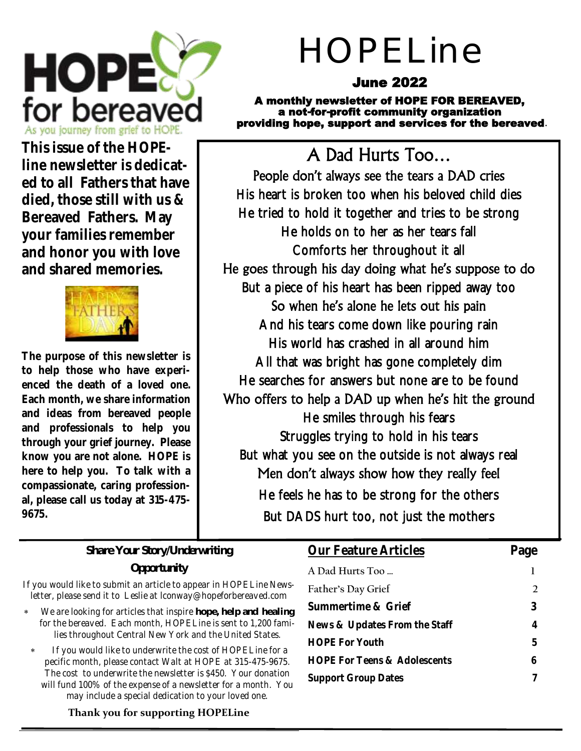HOPE for bereaved
As you journey from grief to HOPE.

# HOPELine

## June 2022

**A monthly newsletter of HOPE FOR BEREAVED, a not-for-profit community organization providing hope, support and services for the bereaved.**

**This issue of the HOPEline newsletter is dedicated to all Fathers that have died, those still with us & Bereaved Fathers. May your families remember and honor you with love and shared memories.**

**The purpose of this newsletter is to help those who have experienced the death of a loved one. Each month, we share information and ideas from bereaved people and professionals to help you through your grief journey. Please know you are not alone. HOPE is here to help you. To talk with a compassionate, caring professional, please call us today at 315-475-9675.**

## A Dad Hurts Too…

People don't always see the tears a DAD cries
His heart is broken too when his beloved child dies
He tried to hold it together and tries to be strong
He holds on to her as her tears fall
Comforts her throughout it all
He goes through his day doing what he's suppose to do
But a piece of his heart has been ripped away too
So when he's alone he lets out his pain
And his tears come down like pouring rain
His world has crashed in all around him
All that was bright has gone completely dim
He searches for answers but none are to be found
Who offers to help a DAD up when he's hit the ground
He smiles through his fears
Struggles trying to hold in his tears
But what you see on the outside is not always real
Men don't always show how they really feel
He feels he has to be strong for the others
But DADS hurt too, not just the mothers

### Share Your Story/Underwriting Opportunity

If you would like to submit an article to appear in HOPELine Newsletter, please send it to Leslie at lconway@hopeforbereaved.com

- We are looking for articles that inspire **hope, help and healing** for the bereaved. Each month, HOPELine is sent to 1,200 families throughout Central New York and the United States.
- If you would like to underwrite the cost of HOPELine for a specific month, please contact Walt at HOPE at 315-475-9675. The cost to underwrite the newsletter is $450. Your donation will fund 100% of the expense of a newsletter for a month. You may include a special dedication to your loved one.

**Thank you for supporting HOPELine**

| Our Feature Articles | Page |
|---|---|
| A Dad Hurts Too … | 1 |
| Father's Day Grief | 2 |
| Summertime & Grief | 3 |
| News & Updates From the Staff | 4 |
| HOPE For Youth | 5 |
| HOPE For Teens & Adolescents | 6 |
| Support Group Dates | 7 |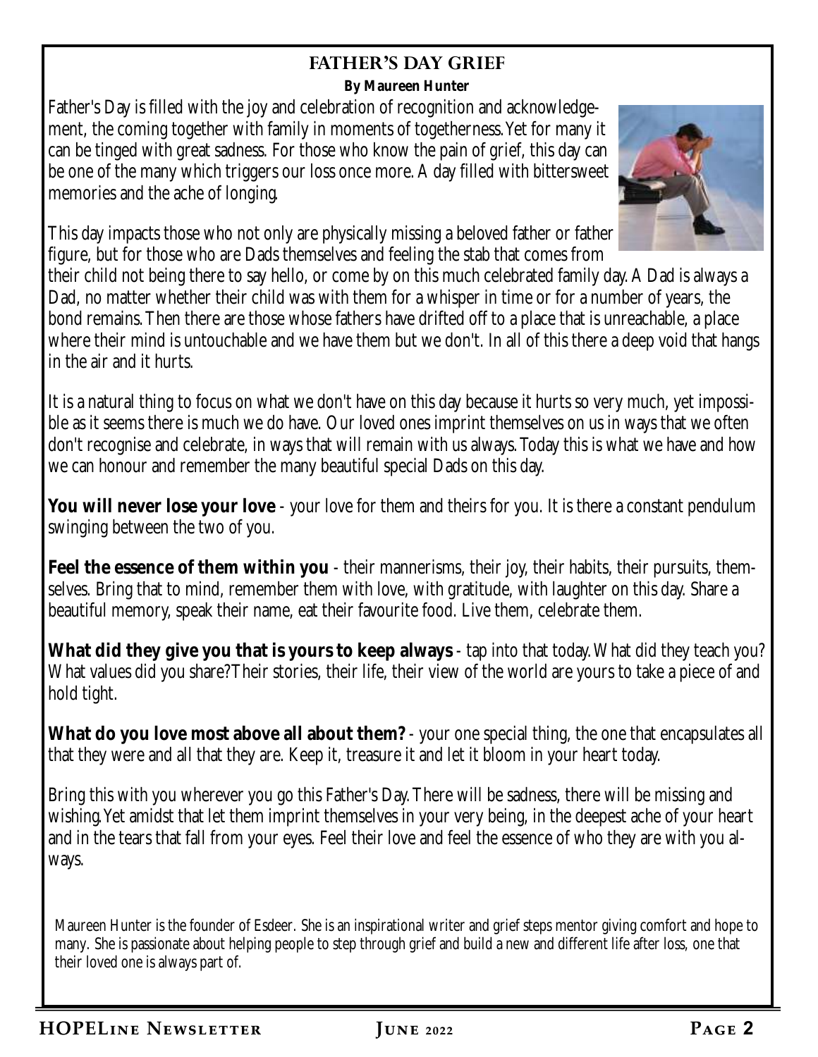## FATHER'S DAY GRIEF

**By Maureen Hunter**

Father's Day is filled with the joy and celebration of recognition and acknowledgement, the coming together with family in moments of togetherness. Yet for many it can be tinged with great sadness. For those who know the pain of grief, this day can be one of the many which triggers our loss once more. A day filled with bittersweet memories and the ache of longing.

This day impacts those who not only are physically missing a beloved father or father figure, but for those who are Dads themselves and feeling the stab that comes from their child not being there to say hello, or come by on this much celebrated family day. A Dad is always a Dad, no matter whether their child was with them for a whisper in time or for a number of years, the bond remains. Then there are those whose fathers have drifted off to a place that is unreachable, a place where their mind is untouchable and we have them but we don't. In all of this there a deep void that hangs in the air and it hurts.

It is a natural thing to focus on what we don't have on this day because it hurts so very much, yet impossible as it seems there is much we do have. Our loved ones imprint themselves on us in ways that we often don't recognise and celebrate, in ways that will remain with us always. Today this is what we have and how we can honour and remember the many beautiful special Dads on this day.

**You will never lose your love** - your love for them and theirs for you. It is there a constant pendulum swinging between the two of you.

**Feel the essence of them within you** - their mannerisms, their joy, their habits, their pursuits, themselves. Bring that to mind, remember them with love, with gratitude, with laughter on this day. Share a beautiful memory, speak their name, eat their favourite food. Live them, celebrate them.

**What did they give you that is yours to keep always** - tap into that today. What did they teach you? What values did you share? Their stories, their life, their view of the world are yours to take a piece of and hold tight.

**What do you love most above all about them?** - your one special thing, the one that encapsulates all that they were and all that they are. Keep it, treasure it and let it bloom in your heart today.

Bring this with you wherever you go this Father's Day. There will be sadness, there will be missing and wishing. Yet amidst that let them imprint themselves in your very being, in the deepest ache of your heart and in the tears that fall from your eyes. Feel their love and feel the essence of who they are with you always.

Maureen Hunter is the founder of Esdeer. She is an inspirational writer and grief steps mentor giving comfort and hope to many. She is passionate about helping people to step through grief and build a new and different life after loss, one that their loved one is always part of.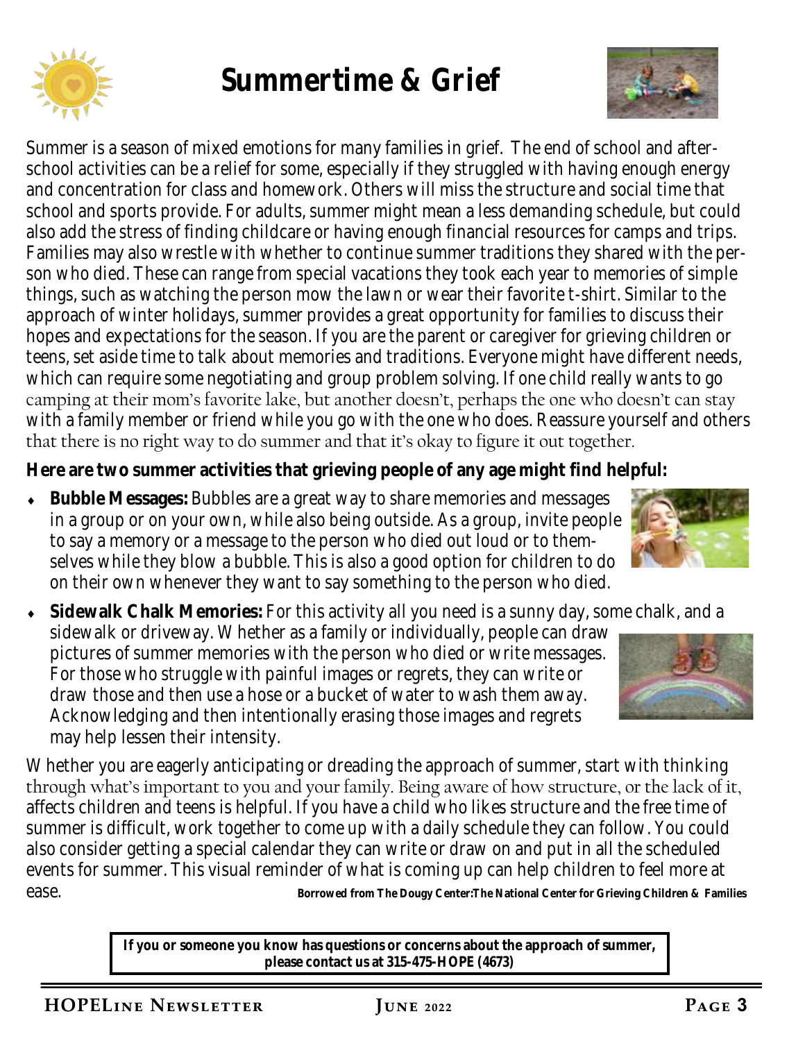# Summertime & Grief

Summer is a season of mixed emotions for many families in grief. The end of school and after-school activities can be a relief for some, especially if they struggled with having enough energy and concentration for class and homework. Others will miss the structure and social time that school and sports provide. For adults, summer might mean a less demanding schedule, but could also add the stress of finding childcare or having enough financial resources for camps and trips. Families may also wrestle with whether to continue summer traditions they shared with the person who died. These can range from special vacations they took each year to memories of simple things, such as watching the person mow the lawn or wear their favorite t-shirt. Similar to the approach of winter holidays, summer provides a great opportunity for families to discuss their hopes and expectations for the season. If you are the parent or caregiver for grieving children or teens, set aside time to talk about memories and traditions. Everyone might have different needs, which can require some negotiating and group problem solving. If one child really wants to go camping at their mom's favorite lake, but another doesn't, perhaps the one who doesn't can stay with a family member or friend while you go with the one who does. Reassure yourself and others that there is no right way to do summer and that it's okay to figure it out together.

**Here are two summer activities that grieving people of any age might find helpful:**

- **Bubble Messages:** Bubbles are a great way to share memories and messages in a group or on your own, while also being outside. As a group, invite people to say a memory or a message to the person who died out loud or to themselves while they blow a bubble. This is also a good option for children to do on their own whenever they want to say something to the person who died.
- **Sidewalk Chalk Memories:** For this activity all you need is a sunny day, some chalk, and a sidewalk or driveway. Whether as a family or individually, people can draw pictures of summer memories with the person who died or write messages. For those who struggle with painful images or regrets, they can write or draw those and then use a hose or a bucket of water to wash them away. Acknowledging and then intentionally erasing those images and regrets may help lessen their intensity.

Whether you are eagerly anticipating or dreading the approach of summer, start with thinking through what's important to you and your family. Being aware of how structure, or the lack of it, affects children and teens is helpful. If you have a child who likes structure and the free time of summer is difficult, work together to come up with a daily schedule they can follow. You could also consider getting a special calendar they can write or draw on and put in all the scheduled events for summer. This visual reminder of what is coming up can help children to feel more at ease.

**Borrowed from The Dougy Center:The National Center for Grieving Children & Families**

**If you or someone you know has questions or concerns about the approach of summer, please contact us at 315-475-HOPE (4673)**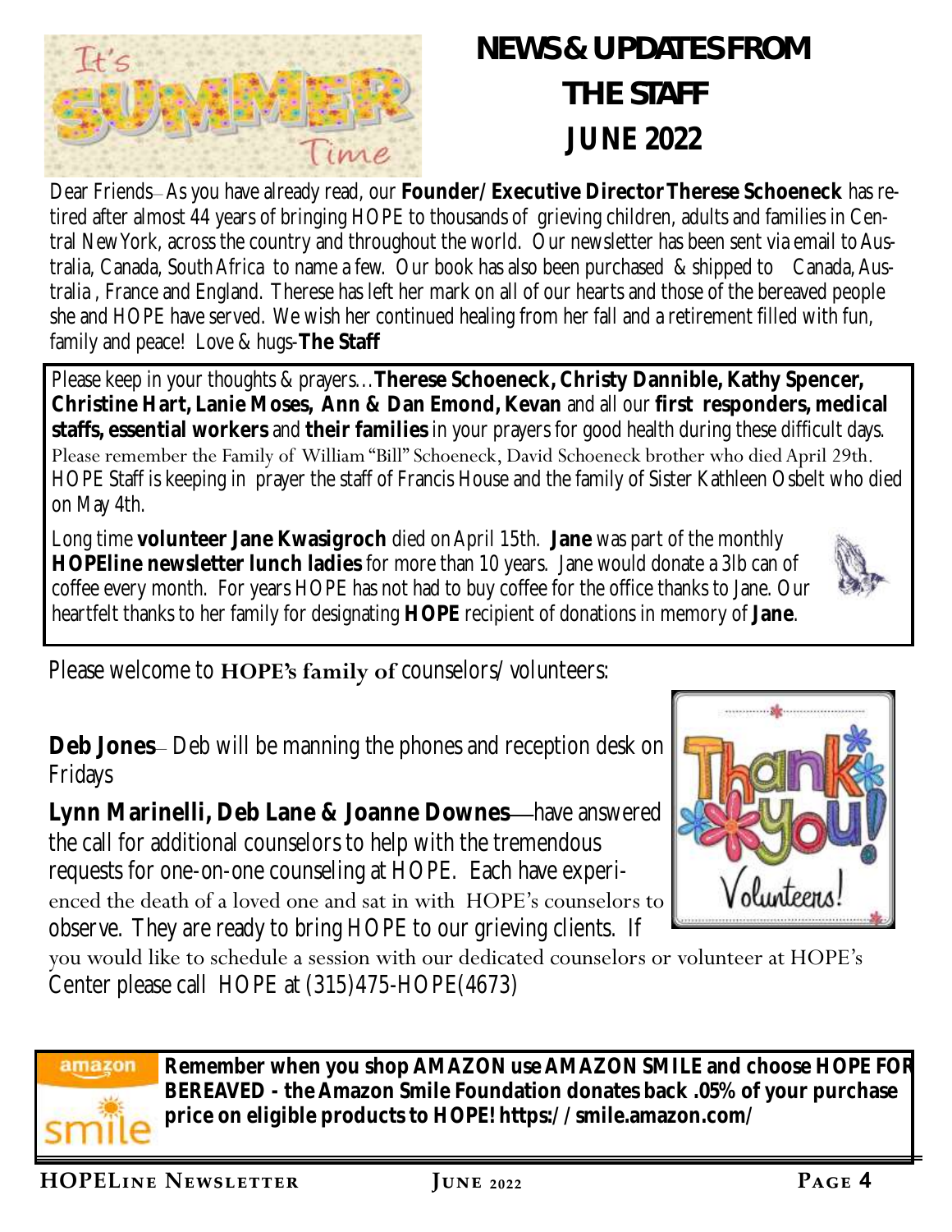# NEWS & UPDATES FROM THE STAFF JUNE 2022

Dear Friends– As you have already read, our **Founder/ Executive Director Therese Schoeneck** has retired after almost 44 years of bringing HOPE to thousands of grieving children, adults and families in Central New York, across the country and throughout the world. Our newsletter has been sent via email to Australia, Canada, South Africa to name a few. Our book has also been purchased & shipped to Canada, Australia , France and England. Therese has left her mark on all of our hearts and those of the bereaved people she and HOPE have served. We wish her continued healing from her fall and a retirement filled with fun, family and peace! Love & hugs-**The Staff**

Please keep in your thoughts & prayers…**Therese Schoeneck, Christy Dannible, Kathy Spencer, Christine Hart, Lanie Moses, Ann & Dan Emond, Kevan** and all our **first responders, medical staffs, essential workers** and **their families** in your prayers for good health during these difficult days. Please remember the Family of William "Bill" Schoeneck, David Schoeneck brother who died April 29th. HOPE Staff is keeping in prayer the staff of Francis House and the family of Sister Kathleen Osbelt who died on May 4th.

Long time **volunteer Jane Kwasigroch** died on April 15th. **Jane** was part of the monthly **HOPEline newsletter lunch ladies** for more than 10 years. Jane would donate a 3lb can of coffee every month. For years HOPE has not had to buy coffee for the office thanks to Jane. Our heartfelt thanks to her family for designating **HOPE** recipient of donations in memory of **Jane**.

Please welcome to **HOPE's family of** counselors/volunteers:

**Deb Jones**– Deb will be manning the phones and reception desk on Fridays

**Lynn Marinelli, Deb Lane & Joanne Downes**—have answered the call for additional counselors to help with the tremendous requests for one-on-one counseling at HOPE. Each have experienced the death of a loved one and sat in with HOPE's counselors to observe. They are ready to bring HOPE to our grieving clients. If you would like to schedule a session with our dedicated counselors or volunteer at HOPE's Center please call HOPE at (315)475-HOPE(4673)

**Remember when you shop AMAZON use AMAZON SMILE and choose HOPE FOR BEREAVED - the Amazon Smile Foundation donates back .05% of your purchase price on eligible products to HOPE! https://smile.amazon.com/**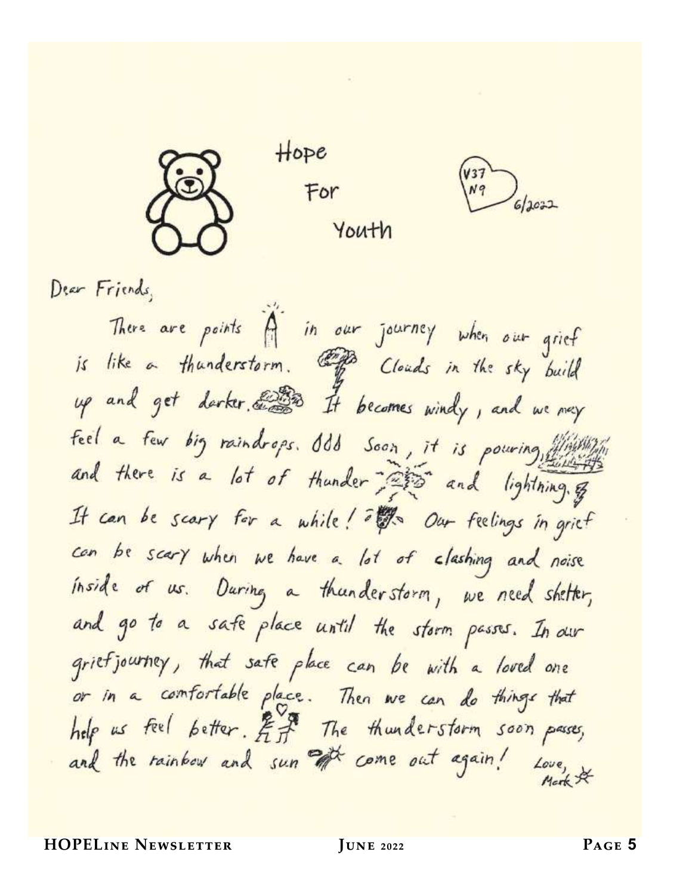# Hope For Youth

V37 N9 6/2022

Dear Friends,

There are points in our journey when our grief is like a thunderstorm. Clouds in the sky build up and get darker. It becomes windy, and we may feel a few big raindrops. Soon, it is pouring, and there is a lot of thunder and lightning. It can be scary for a while! Our feelings in grief can be scary when we have a lot of clashing and noise inside of us. During a thunderstorm, we need shelter, and go to a safe place until the storm passes. In our griefjourney, that safe place can be with a loved one or in a comfortable place. Then we can do things that help us feel better. The thunderstorm soon passes, and the rainbow and sun come out again!

Love,
Mark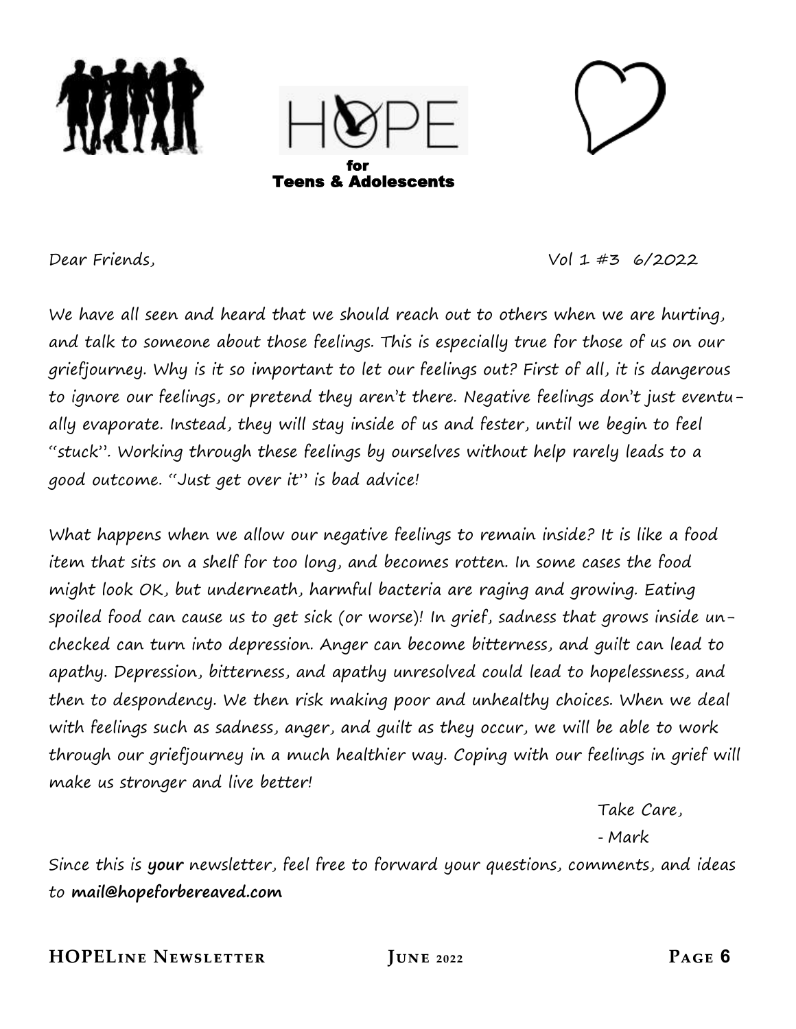# HOPE

**for**
**Teens & Adolescents**

Dear Friends, Vol 1 #3 6/2022

We have all seen and heard that we should reach out to others when we are hurting, and talk to someone about those feelings. This is especially true for those of us on our griefjourney. Why is it so important to let our feelings out? First of all, it is dangerous to ignore our feelings, or pretend they aren't there. Negative feelings don't just eventually evaporate. Instead, they will stay inside of us and fester, until we begin to feel "stuck". Working through these feelings by ourselves without help rarely leads to a good outcome. "Just get over it" is bad advice!

What happens when we allow our negative feelings to remain inside? It is like a food item that sits on a shelf for too long, and becomes rotten. In some cases the food might look OK, but underneath, harmful bacteria are raging and growing. Eating spoiled food can cause us to get sick (or worse)! In grief, sadness that grows inside unchecked can turn into depression. Anger can become bitterness, and guilt can lead to apathy. Depression, bitterness, and apathy unresolved could lead to hopelessness, and then to despondency. We then risk making poor and unhealthy choices. When we deal with feelings such as sadness, anger, and guilt as they occur, we will be able to work through our griefjourney in a much healthier way. Coping with our feelings in grief will make us stronger and live better!

Take Care,

- Mark

Since this is **your** newsletter, feel free to forward your questions, comments, and ideas to **mail@hopeforbereaved.com**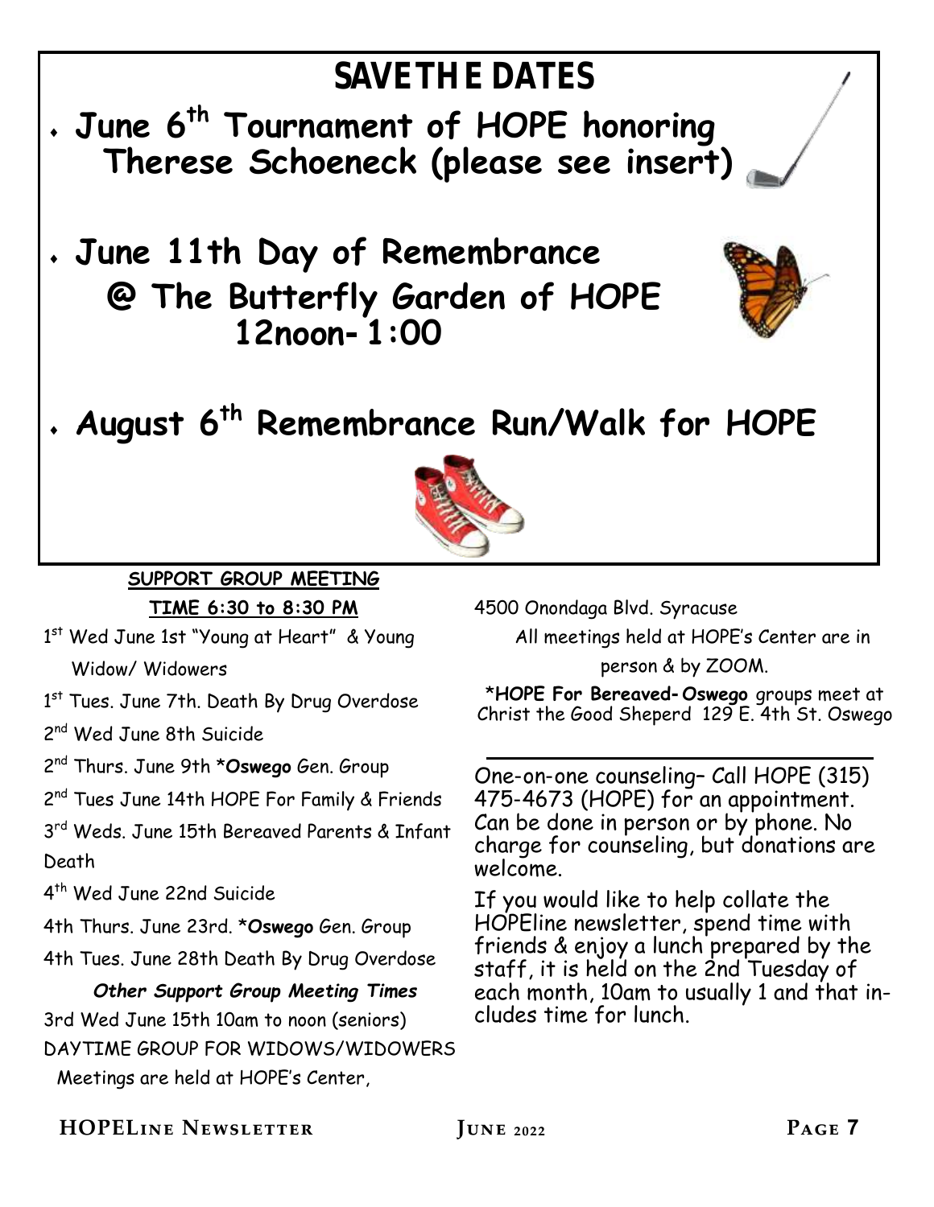# SAVE THE DATES

- **June 6th Tournament of HOPE honoring Therese Schoeneck (please see insert)**
- **June 11th Day of Remembrance @ The Butterfly Garden of HOPE 12noon- 1:00**
- **August 6th Remembrance Run/Walk for HOPE**

**SUPPORT GROUP MEETING**

**TIME 6:30 to 8:30 PM**

1st Wed June 1st "Young at Heart" & Young Widow/ Widowers

1st Tues. June 7th. Death By Drug Overdose

2nd Wed June 8th Suicide

2nd Thurs. June 9th ***Oswego** Gen. Group

2nd Tues June 14th HOPE For Family & Friends

3rd Weds. June 15th Bereaved Parents & Infant Death

4th Wed June 22nd Suicide

4th Thurs. June 23rd. ***Oswego** Gen. Group

4th Tues. June 28th Death By Drug Overdose

***Other Support Group Meeting Times***

3rd Wed June 15th 10am to noon (seniors)

DAYTIME GROUP FOR WIDOWS/WIDOWERS

Meetings are held at HOPE's Center, 4500 Onondaga Blvd. Syracuse

All meetings held at HOPE's Center are in person & by ZOOM.

***HOPE For Bereaved- Oswego** groups meet at Christ the Good Sheperd 129 E. 4th St. Oswego

---

One-on-one counseling– Call HOPE (315) 475-4673 (HOPE) for an appointment. Can be done in person or by phone. No charge for counseling, but donations are welcome.

If you would like to help collate the HOPEline newsletter, spend time with friends & enjoy a lunch prepared by the staff, it is held on the 2nd Tuesday of each month, 10am to usually 1 and that includes time for lunch.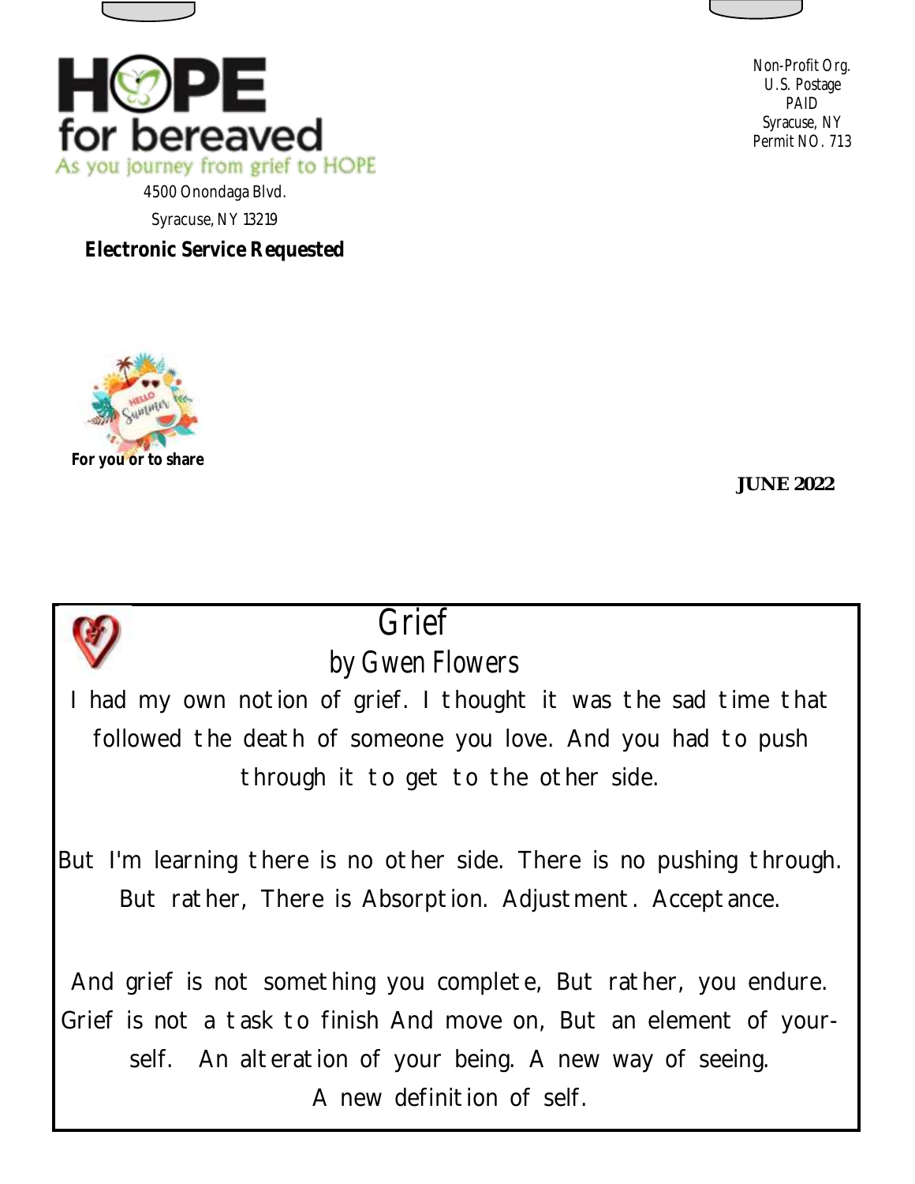HOPE for bereaved

As you journey from grief to HOPE

4500 Onondaga Blvd.

Syracuse, NY 13219

**Electronic Service Requested**

Non-Profit Org.
U.S. Postage
PAID
Syracuse, NY
Permit NO. 713

**For you or to share**

**JUNE 2022**

# Grief

## by Gwen Flowers

I had my own notion of grief. I thought it was the sad time that followed the death of someone you love. And you had to push through it to get to the other side.

But I'm learning there is no other side. There is no pushing through. But rather, There is Absorption. Adjustment. Acceptance.

And grief is not something you complete, But rather, you endure. Grief is not a task to finish And move on, But an element of yourself. An alteration of your being. A new way of seeing. A new definition of self.